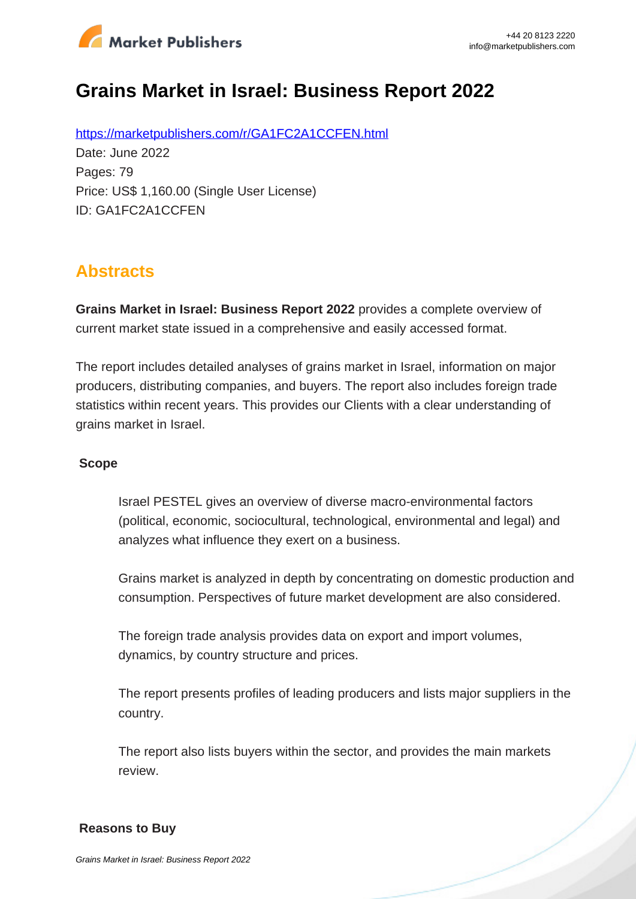# Grains Market in Israel: Business Report 2022

https://marketpublishers.com/r/GA1FC2A1CCFEN.html

Date: June 2022

Pages: 79

Price: US$ 1,160.00 (Single User License)

ID: GA1FC2A1CCFEN

## Abstracts

**Grains Market in Israel: Business Report 2022** provides a complete overview of current market state issued in a comprehensive and easily accessed format.

The report includes detailed analyses of grains market in Israel, information on major producers, distributing companies, and buyers. The report also includes foreign trade statistics within recent years. This provides our Clients with a clear understanding of grains market in Israel.

**Scope**

Israel PESTEL gives an overview of diverse macro-environmental factors (political, economic, sociocultural, technological, environmental and legal) and analyzes what influence they exert on a business.

Grains market is analyzed in depth by concentrating on domestic production and consumption. Perspectives of future market development are also considered.

The foreign trade analysis provides data on export and import volumes, dynamics, by country structure and prices.

The report presents profiles of leading producers and lists major suppliers in the country.

The report also lists buyers within the sector, and provides the main markets review.

**Reasons to Buy**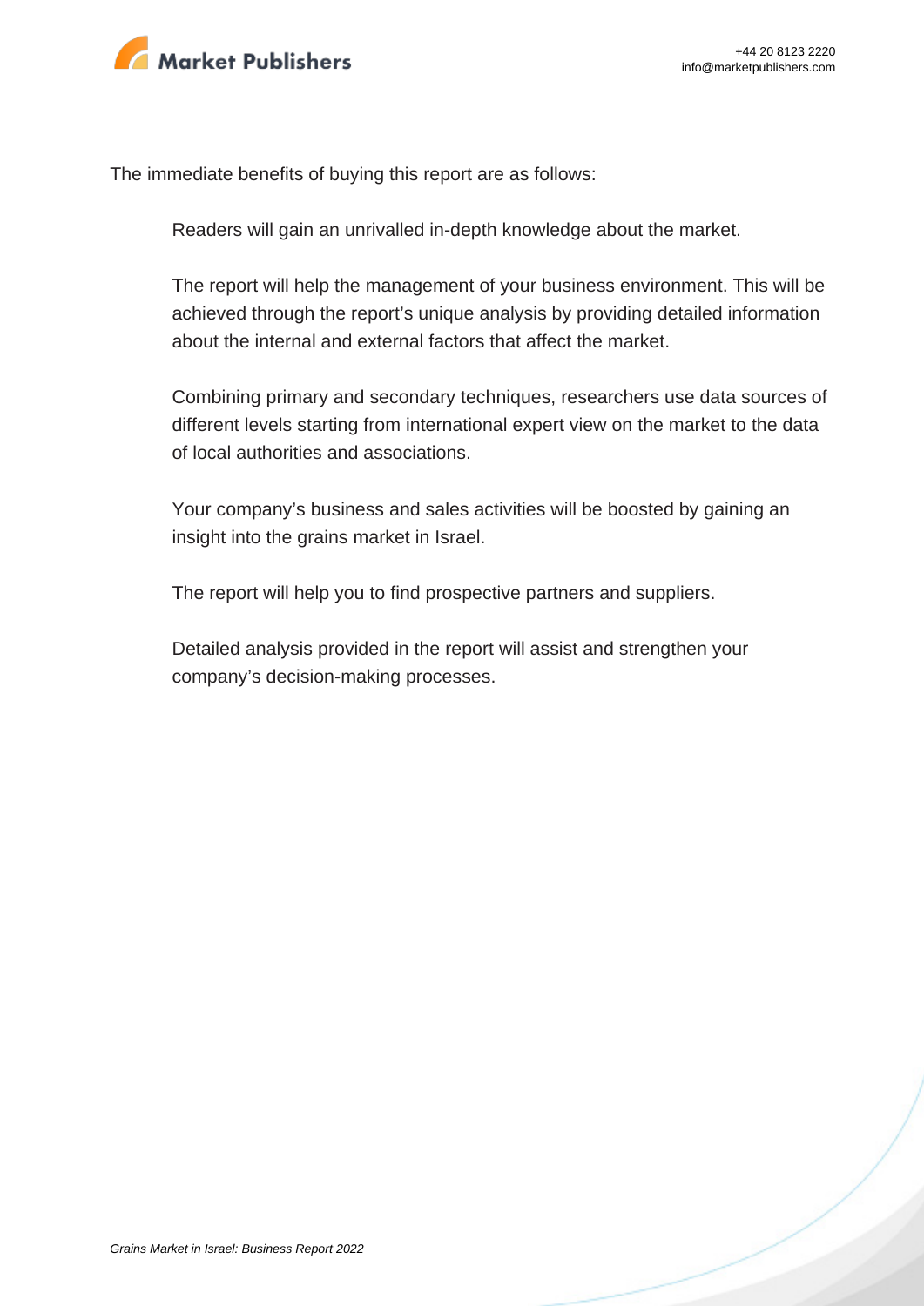The immediate benefits of buying this report are as follows:

- Readers will gain an unrivalled in-depth knowledge about the market.
- The report will help the management of your business environment. This will be achieved through the report's unique analysis by providing detailed information about the internal and external factors that affect the market.
- Combining primary and secondary techniques, researchers use data sources of different levels starting from international expert view on the market to the data of local authorities and associations.
- Your company's business and sales activities will be boosted by gaining an insight into the grains market in Israel.
- The report will help you to find prospective partners and suppliers.
- Detailed analysis provided in the report will assist and strengthen your company's decision-making processes.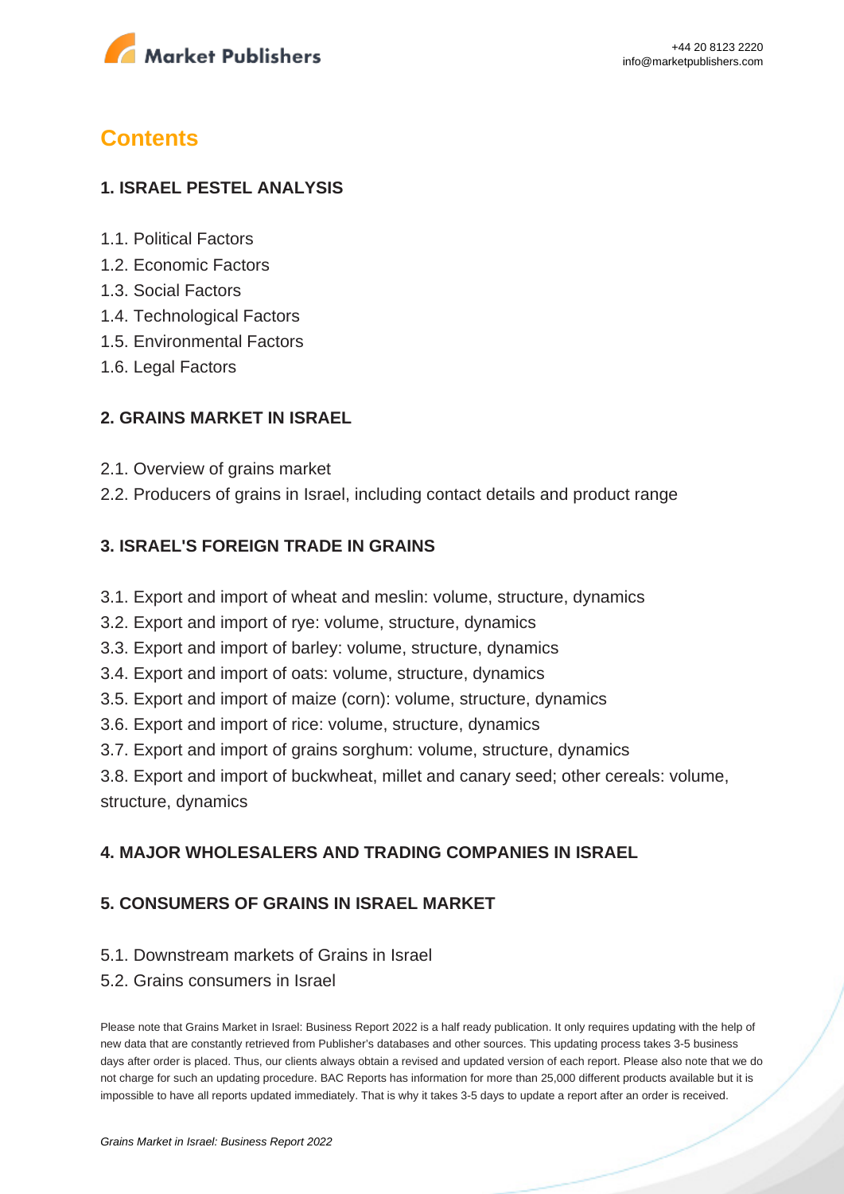# Contents

## 1. ISRAEL PESTEL ANALYSIS

1.1. Political Factors
1.2. Economic Factors
1.3. Social Factors
1.4. Technological Factors
1.5. Environmental Factors
1.6. Legal Factors

## 2. GRAINS MARKET IN ISRAEL

2.1. Overview of grains market
2.2. Producers of grains in Israel, including contact details and product range

## 3. ISRAEL'S FOREIGN TRADE IN GRAINS

3.1. Export and import of wheat and meslin: volume, structure, dynamics
3.2. Export and import of rye: volume, structure, dynamics
3.3. Export and import of barley: volume, structure, dynamics
3.4. Export and import of oats: volume, structure, dynamics
3.5. Export and import of maize (corn): volume, structure, dynamics
3.6. Export and import of rice: volume, structure, dynamics
3.7. Export and import of grains sorghum: volume, structure, dynamics
3.8. Export and import of buckwheat, millet and canary seed; other cereals: volume, structure, dynamics

## 4. MAJOR WHOLESALERS AND TRADING COMPANIES IN ISRAEL

## 5. CONSUMERS OF GRAINS IN ISRAEL MARKET

5.1. Downstream markets of Grains in Israel
5.2. Grains consumers in Israel

Please note that Grains Market in Israel: Business Report 2022 is a half ready publication. It only requires updating with the help of new data that are constantly retrieved from Publisher's databases and other sources. This updating process takes 3-5 business days after order is placed. Thus, our clients always obtain a revised and updated version of each report. Please also note that we do not charge for such an updating procedure. BAC Reports has information for more than 25,000 different products available but it is impossible to have all reports updated immediately. That is why it takes 3-5 days to update a report after an order is received.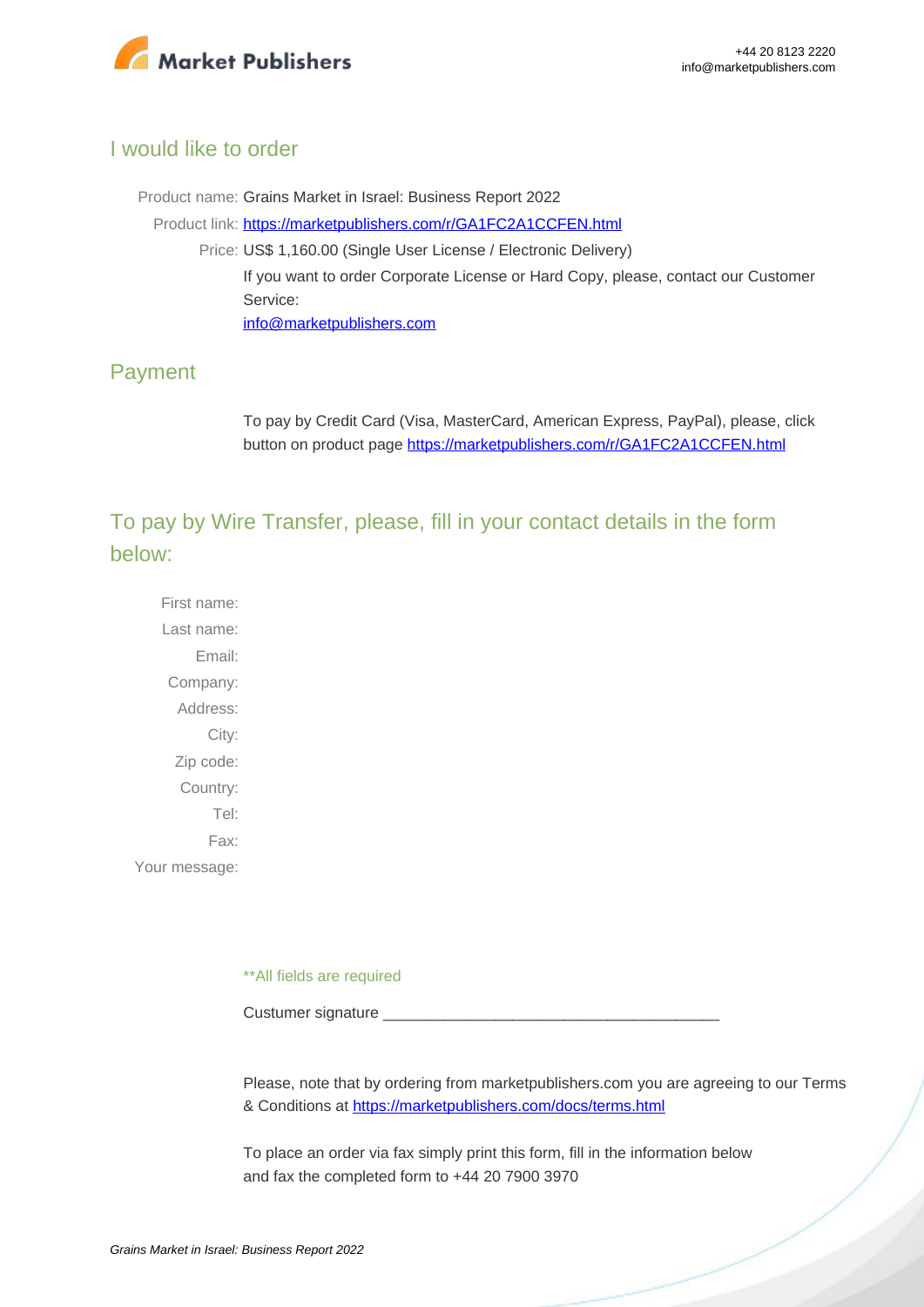## I would like to order

Product name: Grains Market in Israel: Business Report 2022

Product link: https://marketpublishers.com/r/GA1FC2A1CCFEN.html

Price: US$ 1,160.00 (Single User License / Electronic Delivery)

If you want to order Corporate License or Hard Copy, please, contact our Customer Service:

info@marketpublishers.com

## Payment

To pay by Credit Card (Visa, MasterCard, American Express, PayPal), please, click button on product page https://marketpublishers.com/r/GA1FC2A1CCFEN.html

## To pay by Wire Transfer, please, fill in your contact details in the form below:

First name:

Last name:

Email:

Company:

Address:

City:

Zip code:

Country:

Tel:

Fax:

Your message:

**All fields are required

Custumer signature _______________________________________

Please, note that by ordering from marketpublishers.com you are agreeing to our Terms & Conditions at https://marketpublishers.com/docs/terms.html

To place an order via fax simply print this form, fill in the information below and fax the completed form to +44 20 7900 3970